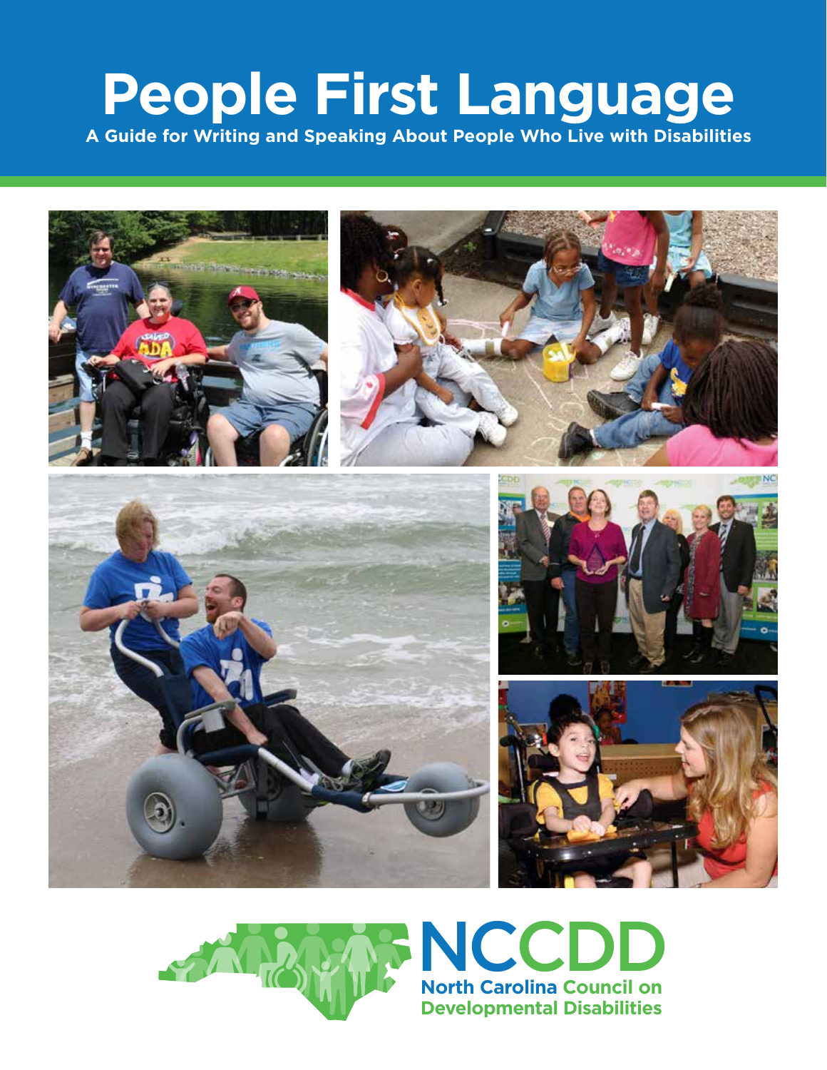# People First Language

**A Guide for Writing and Speaking About People Who Live with Disabilities**

**NCCDD**

**North Carolina Council on Developmental Disabilities**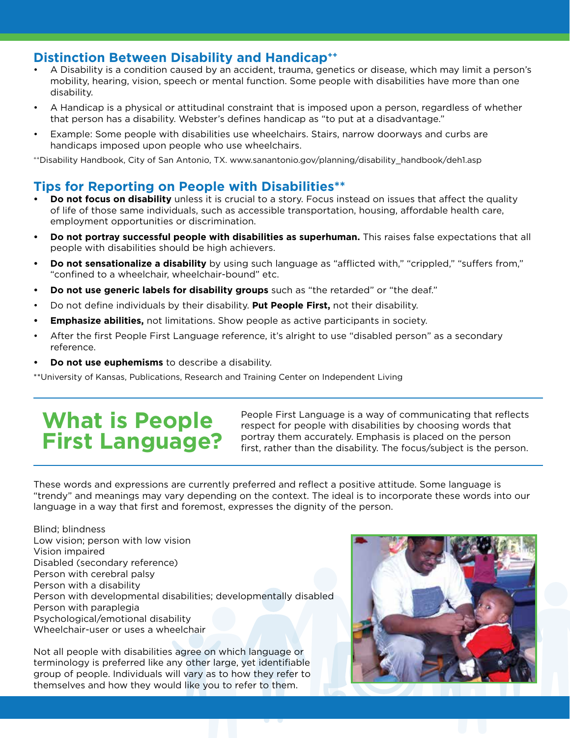## Distinction Between Disability and Handicap++

- A Disability is a condition caused by an accident, trauma, genetics or disease, which may limit a person's mobility, hearing, vision, speech or mental function. Some people with disabilities have more than one disability.
- A Handicap is a physical or attitudinal constraint that is imposed upon a person, regardless of whether that person has a disability. Webster's defines handicap as "to put at a disadvantage."
- Example: Some people with disabilities use wheelchairs. Stairs, narrow doorways and curbs are handicaps imposed upon people who use wheelchairs.

++Disability Handbook, City of San Antonio, TX. www.sanantonio.gov/planning/disability_handbook/deh1.asp

## Tips for Reporting on People with Disabilities**

- **Do not focus on disability** unless it is crucial to a story. Focus instead on issues that affect the quality of life of those same individuals, such as accessible transportation, housing, affordable health care, employment opportunities or discrimination.
- **Do not portray successful people with disabilities as superhuman.** This raises false expectations that all people with disabilities should be high achievers.
- **Do not sensationalize a disability** by using such language as "afflicted with," "crippled," "suffers from," "confined to a wheelchair, wheelchair-bound" etc.
- **Do not use generic labels for disability groups** such as "the retarded" or "the deaf."
- Do not define individuals by their disability. **Put People First,** not their disability.
- **Emphasize abilities,** not limitations. Show people as active participants in society.
- After the first People First Language reference, it's alright to use "disabled person" as a secondary reference.
- **Do not use euphemisms** to describe a disability.

**University of Kansas, Publications, Research and Training Center on Independent Living

# What is People First Language?

People First Language is a way of communicating that reflects respect for people with disabilities by choosing words that portray them accurately. Emphasis is placed on the person first, rather than the disability. The focus/subject is the person.

These words and expressions are currently preferred and reflect a positive attitude. Some language is "trendy" and meanings may vary depending on the context. The ideal is to incorporate these words into our language in a way that first and foremost, expresses the dignity of the person.

Blind; blindness
Low vision; person with low vision
Vision impaired
Disabled (secondary reference)
Person with cerebral palsy
Person with a disability
Person with developmental disabilities; developmentally disabled
Person with paraplegia
Psychological/emotional disability
Wheelchair-user or uses a wheelchair

Not all people with disabilities agree on which language or terminology is preferred like any other large, yet identifiable group of people. Individuals will vary as to how they refer to themselves and how they would like you to refer to them.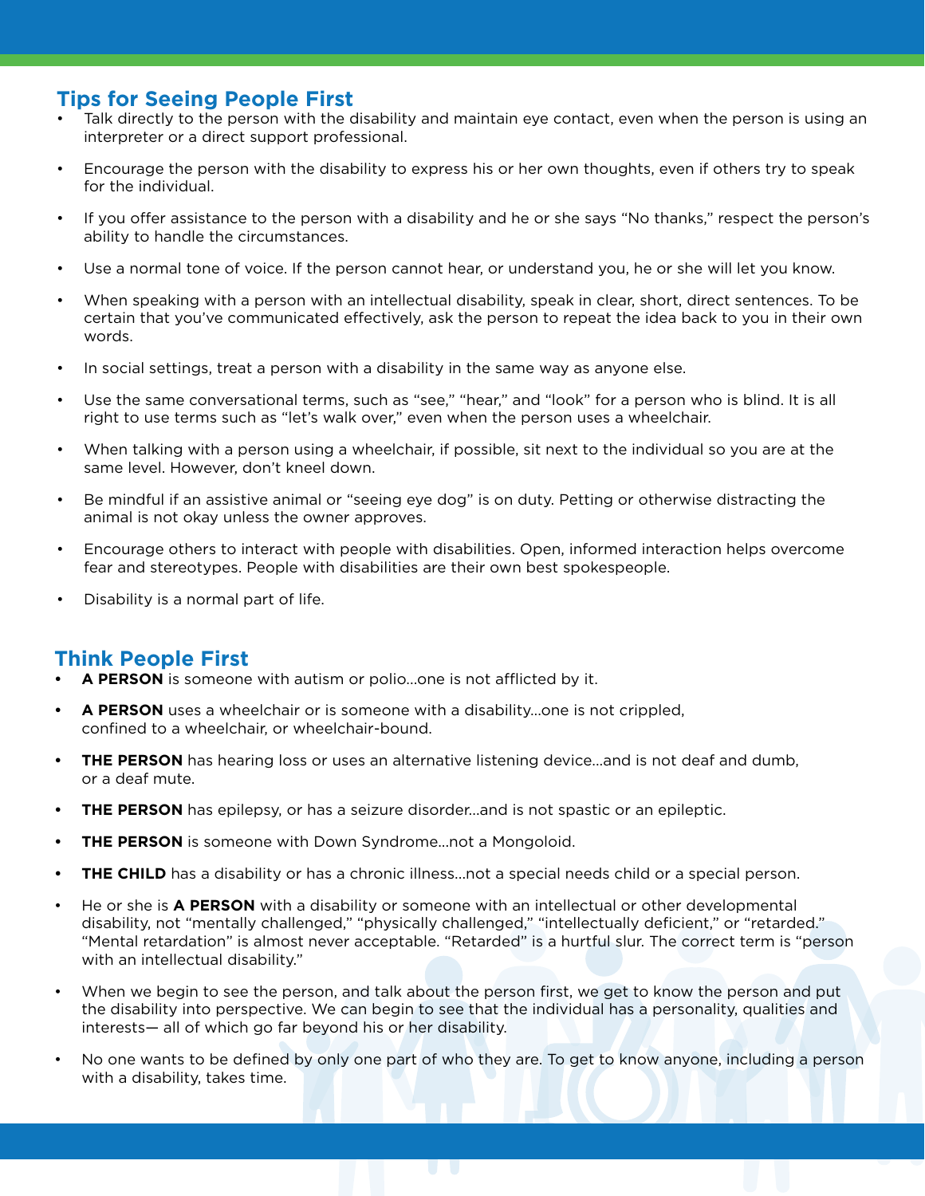## Tips for Seeing People First

- Talk directly to the person with the disability and maintain eye contact, even when the person is using an interpreter or a direct support professional.
- Encourage the person with the disability to express his or her own thoughts, even if others try to speak for the individual.
- If you offer assistance to the person with a disability and he or she says "No thanks," respect the person's ability to handle the circumstances.
- Use a normal tone of voice. If the person cannot hear, or understand you, he or she will let you know.
- When speaking with a person with an intellectual disability, speak in clear, short, direct sentences. To be certain that you've communicated effectively, ask the person to repeat the idea back to you in their own words.
- In social settings, treat a person with a disability in the same way as anyone else.
- Use the same conversational terms, such as "see," "hear," and "look" for a person who is blind. It is all right to use terms such as "let's walk over," even when the person uses a wheelchair.
- When talking with a person using a wheelchair, if possible, sit next to the individual so you are at the same level. However, don't kneel down.
- Be mindful if an assistive animal or "seeing eye dog" is on duty. Petting or otherwise distracting the animal is not okay unless the owner approves.
- Encourage others to interact with people with disabilities. Open, informed interaction helps overcome fear and stereotypes. People with disabilities are their own best spokespeople.
- Disability is a normal part of life.

## Think People First

- **A PERSON** is someone with autism or polio...one is not afflicted by it.
- **A PERSON** uses a wheelchair or is someone with a disability...one is not crippled, confined to a wheelchair, or wheelchair-bound.
- **THE PERSON** has hearing loss or uses an alternative listening device...and is not deaf and dumb, or a deaf mute.
- **THE PERSON** has epilepsy, or has a seizure disorder...and is not spastic or an epileptic.
- **THE PERSON** is someone with Down Syndrome...not a Mongoloid.
- **THE CHILD** has a disability or has a chronic illness...not a special needs child or a special person.
- He or she is **A PERSON** with a disability or someone with an intellectual or other developmental disability, not "mentally challenged," "physically challenged," "intellectually deficient," or "retarded." "Mental retardation" is almost never acceptable. "Retarded" is a hurtful slur. The correct term is "person with an intellectual disability."
- When we begin to see the person, and talk about the person first, we get to know the person and put the disability into perspective. We can begin to see that the individual has a personality, qualities and interests— all of which go far beyond his or her disability.
- No one wants to be defined by only one part of who they are. To get to know anyone, including a person with a disability, takes time.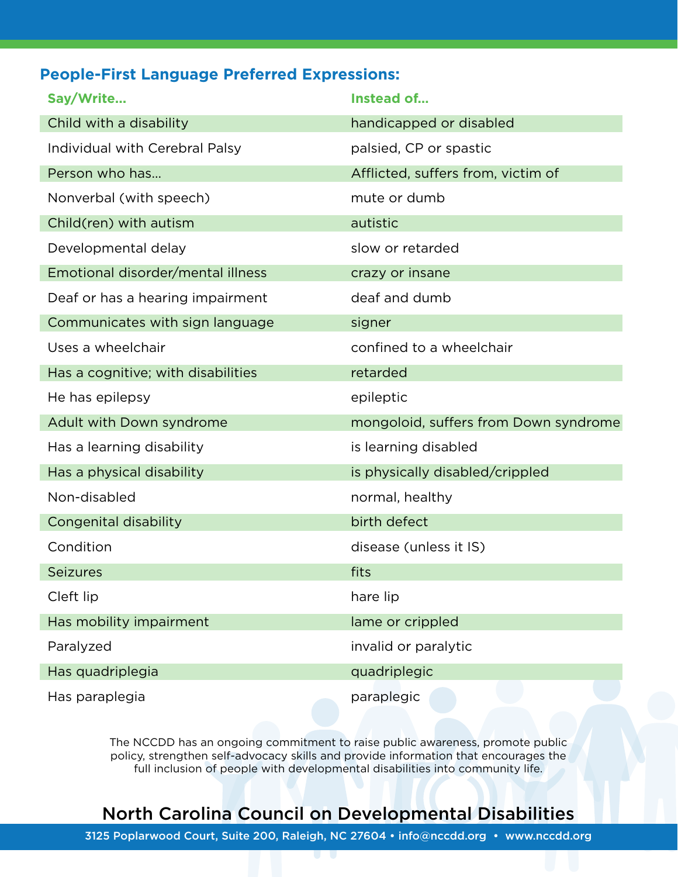## People-First Language Preferred Expressions:

| Say/Write... | Instead of... |
| --- | --- |
| Child with a disability | handicapped or disabled |
| Individual with Cerebral Palsy | palsied, CP or spastic |
| Person who has... | Afflicted, suffers from, victim of |
| Nonverbal (with speech) | mute or dumb |
| Child(ren) with autism | autistic |
| Developmental delay | slow or retarded |
| Emotional disorder/mental illness | crazy or insane |
| Deaf or has a hearing impairment | deaf and dumb |
| Communicates with sign language | signer |
| Uses a wheelchair | confined to a wheelchair |
| Has a cognitive; with disabilities | retarded |
| He has epilepsy | epileptic |
| Adult with Down syndrome | mongoloid, suffers from Down syndrome |
| Has a learning disability | is learning disabled |
| Has a physical disability | is physically disabled/crippled |
| Non-disabled | normal, healthy |
| Congenital disability | birth defect |
| Condition | disease (unless it IS) |
| Seizures | fits |
| Cleft lip | hare lip |
| Has mobility impairment | lame or crippled |
| Paralyzed | invalid or paralytic |
| Has quadriplegia | quadriplegic |
| Has paraplegia | paraplegic |

The NCCDD has an ongoing commitment to raise public awareness, promote public policy, strengthen self-advocacy skills and provide information that encourages the full inclusion of people with developmental disabilities into community life.

## North Carolina Council on Developmental Disabilities

3125 Poplarwood Court, Suite 200, Raleigh, NC 27604 • info@nccdd.org • www.nccdd.org